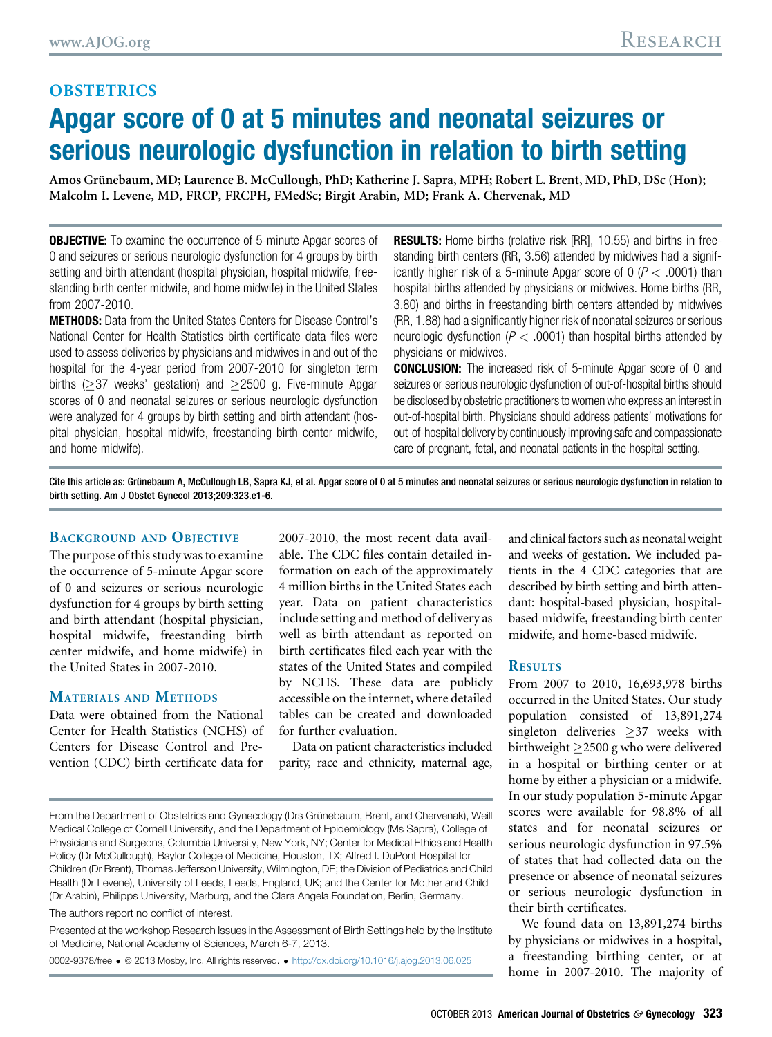## OBSTETRICS

# Apgar score of 0 at 5 minutes and neonatal seizures or serious neurologic dysfunction in relation to birth setting

**Amos Grünebaum, MD; Laurence B. McCullough, PhD; Katherine J. Sapra, MPH; Robert L. Brent, MD, PhD, DSc (Hon); Malcolm I. Levene, MD, FRCP, FRCPH, FMedSc; Birgit Arabin, MD; Frank A. Chervenak, MD**

**OBJECTIVE:** To examine the occurrence of 5-minute Apgar scores of 0 and seizures or serious neurologic dysfunction for 4 groups by birth setting and birth attendant (hospital physician, hospital midwife, freestanding birth center midwife, and home midwife) in the United States from 2007-2010.

**METHODS:** Data from the United States Centers for Disease Control's National Center for Health Statistics birth certificate data files were used to assess deliveries by physicians and midwives in and out of the hospital for the 4-year period from 2007-2010 for singleton term births ($\geq$37 weeks' gestation) and $\geq$2500 g. Five-minute Apgar scores of 0 and neonatal seizures or serious neurologic dysfunction were analyzed for 4 groups by birth setting and birth attendant (hospital physician, hospital midwife, freestanding birth center midwife, and home midwife).

**RESULTS:** Home births (relative risk [RR], 10.55) and births in freestanding birth centers (RR, 3.56) attended by midwives had a significantly higher risk of a 5-minute Apgar score of 0 ($P < .0001$) than hospital births attended by physicians or midwives. Home births (RR, 3.80) and births in freestanding birth centers attended by midwives (RR, 1.88) had a significantly higher risk of neonatal seizures or serious neurologic dysfunction ($P < .0001$) than hospital births attended by physicians or midwives.

**CONCLUSION:** The increased risk of 5-minute Apgar score of 0 and seizures or serious neurologic dysfunction of out-of-hospital births should be disclosed by obstetric practitioners to women who express an interest in out-of-hospital birth. Physicians should address patients' motivations for out-of-hospital delivery by continuously improving safe and compassionate care of pregnant, fetal, and neonatal patients in the hospital setting.

Cite this article as: Grünebaum A, McCullough LB, Sapra KJ, et al. Apgar score of 0 at 5 minutes and neonatal seizures or serious neurologic dysfunction in relation to birth setting. Am J Obstet Gynecol 2013;209:323.e1-6.

## Background and Objective

The purpose of this study was to examine the occurrence of 5-minute Apgar score of 0 and seizures or serious neurologic dysfunction for 4 groups by birth setting and birth attendant (hospital physician, hospital midwife, freestanding birth center midwife, and home midwife) in the United States in 2007-2010.

## Materials and Methods

Data were obtained from the National Center for Health Statistics (NCHS) of Centers for Disease Control and Prevention (CDC) birth certificate data for 2007-2010, the most recent data available. The CDC files contain detailed information on each of the approximately 4 million births in the United States each year. Data on patient characteristics include setting and method of delivery as well as birth attendant as reported on birth certificates filed each year with the states of the United States and compiled by NCHS. These data are publicly accessible on the internet, where detailed tables can be created and downloaded for further evaluation.

Data on patient characteristics included parity, race and ethnicity, maternal age, and clinical factors such as neonatal weight and weeks of gestation. We included patients in the 4 CDC categories that are described by birth setting and birth attendant: hospital-based physician, hospital-based midwife, freestanding birth center midwife, and home-based midwife.

## Results

From 2007 to 2010, 16,693,978 births occurred in the United States. Our study population consisted of 13,891,274 singleton deliveries $\geq$37 weeks with birthweight $\geq$2500 g who were delivered in a hospital or birthing center or at home by either a physician or a midwife. In our study population 5-minute Apgar scores were available for 98.8% of all states and for neonatal seizures or serious neurologic dysfunction in 97.5% of states that had collected data on the presence or absence of neonatal seizures or serious neurologic dysfunction in their birth certificates.

We found data on 13,891,274 births by physicians or midwives in a hospital, a freestanding birthing center, or at home in 2007-2010. The majority of

From the Department of Obstetrics and Gynecology (Drs Grünebaum, Brent, and Chervenak), Weill Medical College of Cornell University, and the Department of Epidemiology (Ms Sapra), College of Physicians and Surgeons, Columbia University, New York, NY; Center for Medical Ethics and Health Policy (Dr McCullough), Baylor College of Medicine, Houston, TX; Alfred I. DuPont Hospital for Children (Dr Brent), Thomas Jefferson University, Wilmington, DE; the Division of Pediatrics and Child Health (Dr Levene), University of Leeds, Leeds, England, UK; and the Center for Mother and Child (Dr Arabin), Philipps University, Marburg, and the Clara Angela Foundation, Berlin, Germany.

The authors report no conflict of interest.

Presented at the workshop Research Issues in the Assessment of Birth Settings held by the Institute of Medicine, National Academy of Sciences, March 6-7, 2013.

0002-9378/free • © 2013 Mosby, Inc. All rights reserved. • http://dx.doi.org/10.1016/j.ajog.2013.06.025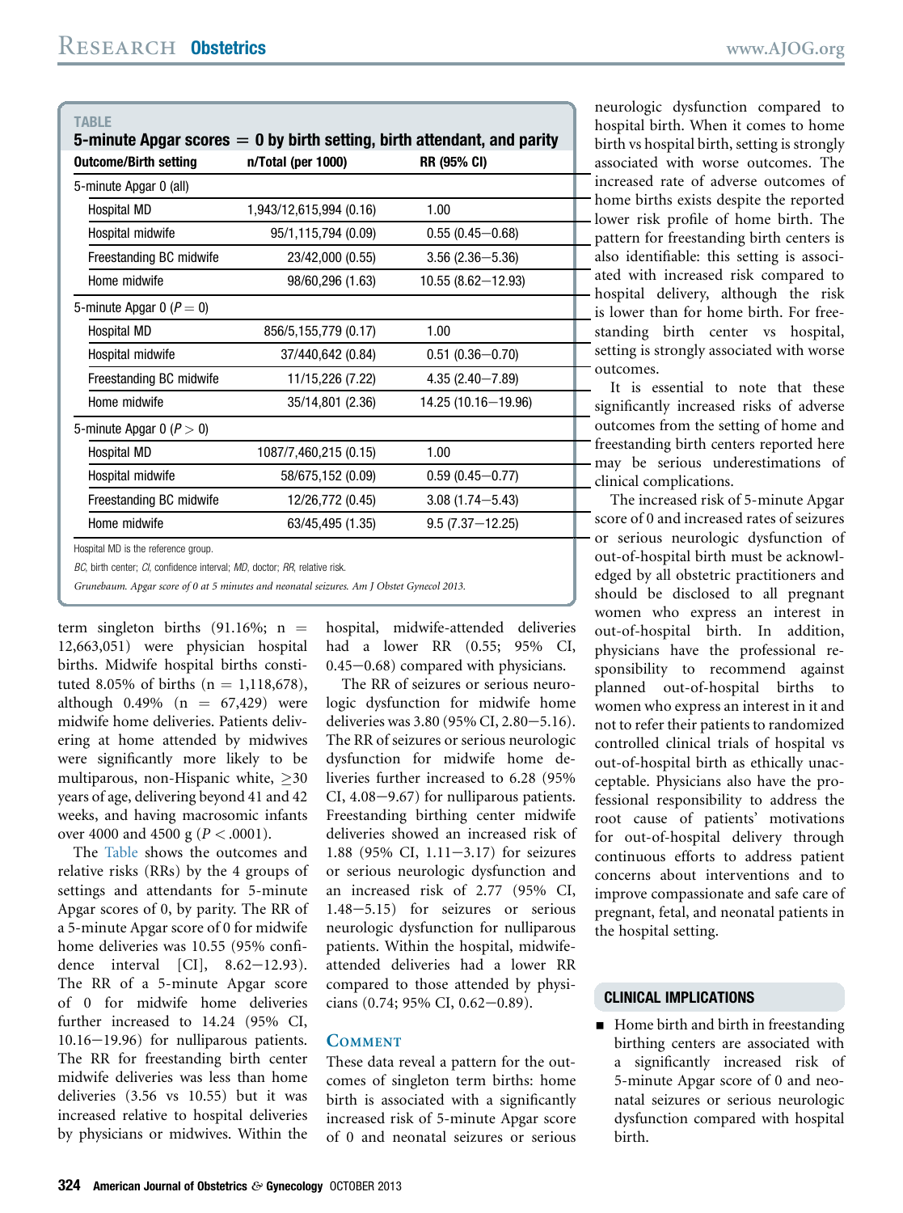**TABLE**

**5-minute Apgar scores = 0 by birth setting, birth attendant, and parity**

| Outcome/Birth setting | n/Total (per 1000) | RR (95% CI) |
|---|---|---|
| 5-minute Apgar 0 (all) | | |
| Hospital MD | 1,943/12,615,994 (0.16) | 1.00 |
| Hospital midwife | 95/1,115,794 (0.09) | 0.55 (0.45–0.68) |
| Freestanding BC midwife | 23/42,000 (0.55) | 3.56 (2.36–5.36) |
| Home midwife | 98/60,296 (1.63) | 10.55 (8.62–12.93) |
| 5-minute Apgar 0 ($P = 0$) | | |
| Hospital MD | 856/5,155,779 (0.17) | 1.00 |
| Hospital midwife | 37/440,642 (0.84) | 0.51 (0.36–0.70) |
| Freestanding BC midwife | 11/15,226 (7.22) | 4.35 (2.40–7.89) |
| Home midwife | 35/14,801 (2.36) | 14.25 (10.16–19.96) |
| 5-minute Apgar 0 ($P > 0$) | | |
| Hospital MD | 1087/7,460,215 (0.15) | 1.00 |
| Hospital midwife | 58/675,152 (0.09) | 0.59 (0.45–0.77) |
| Freestanding BC midwife | 12/26,772 (0.45) | 3.08 (1.74–5.43) |
| Home midwife | 63/45,495 (1.35) | 9.5 (7.37–12.25) |

Hospital MD is the reference group.

*BC*, birth center; *CI*, confidence interval; *MD*, doctor; *RR*, relative risk.

*Grunebaum. Apgar score of 0 at 5 minutes and neonatal seizures. Am J Obstet Gynecol 2013.*

term singleton births (91.16%; n = 12,663,051) were physician hospital births. Midwife hospital births constituted 8.05% of births (n = 1,118,678), although 0.49% (n = 67,429) were midwife home deliveries. Patients delivering at home attended by midwives were significantly more likely to be multiparous, non-Hispanic white, ≥30 years of age, delivering beyond 41 and 42 weeks, and having macrosomic infants over 4000 and 4500 g ($P < .0001$).

The Table shows the outcomes and relative risks (RRs) by the 4 groups of settings and attendants for 5-minute Apgar scores of 0, by parity. The RR of a 5-minute Apgar score of 0 for midwife home deliveries was 10.55 (95% confidence interval [CI], 8.62–12.93). The RR of a 5-minute Apgar score of 0 for midwife home deliveries further increased to 14.24 (95% CI, 10.16–19.96) for nulliparous patients. The RR for freestanding birth center midwife deliveries was less than home deliveries (3.56 vs 10.55) but it was increased relative to hospital deliveries by physicians or midwives. Within the hospital, midwife-attended deliveries had a lower RR (0.55; 95% CI, 0.45–0.68) compared with physicians.

The RR of seizures or serious neurologic dysfunction for midwife home deliveries was 3.80 (95% CI, 2.80–5.16). The RR of seizures or serious neurologic dysfunction for midwife home deliveries further increased to 6.28 (95% CI, 4.08–9.67) for nulliparous patients. Freestanding birthing center midwife deliveries showed an increased risk of 1.88 (95% CI, 1.11–3.17) for seizures or serious neurologic dysfunction and an increased risk of 2.77 (95% CI, 1.48–5.15) for seizures or serious neurologic dysfunction for nulliparous patients. Within the hospital, midwife-attended deliveries had a lower RR compared to those attended by physicians (0.74; 95% CI, 0.62–0.89).

## Comment

These data reveal a pattern for the outcomes of singleton term births: home birth is associated with a significantly increased risk of 5-minute Apgar score of 0 and neonatal seizures or serious neurologic dysfunction compared to hospital birth. When it comes to home birth vs hospital birth, setting is strongly associated with worse outcomes. The increased rate of adverse outcomes of home births exists despite the reported lower risk profile of home birth. The pattern for freestanding birth centers is also identifiable: this setting is associated with increased risk compared to hospital delivery, although the risk is lower than for home birth. For freestanding birth center vs hospital, setting is strongly associated with worse outcomes.

It is essential to note that these significantly increased risks of adverse outcomes from the setting of home and freestanding birth centers reported here may be serious underestimations of clinical complications.

The increased risk of 5-minute Apgar score of 0 and increased rates of seizures or serious neurologic dysfunction of out-of-hospital birth must be acknowledged by all obstetric practitioners and should be disclosed to all pregnant women who express an interest in out-of-hospital birth. In addition, physicians have the professional responsibility to recommend against planned out-of-hospital births to women who express an interest in it and not to refer their patients to randomized controlled clinical trials of hospital vs out-of-hospital birth as ethically unacceptable. Physicians also have the professional responsibility to address the root cause of patients' motivations for out-of-hospital delivery through continuous efforts to address patient concerns about interventions and to improve compassionate and safe care of pregnant, fetal, and neonatal patients in the hospital setting.

### CLINICAL IMPLICATIONS

- Home birth and birth in freestanding birthing centers are associated with a significantly increased risk of 5-minute Apgar score of 0 and neonatal seizures or serious neurologic dysfunction compared with hospital birth.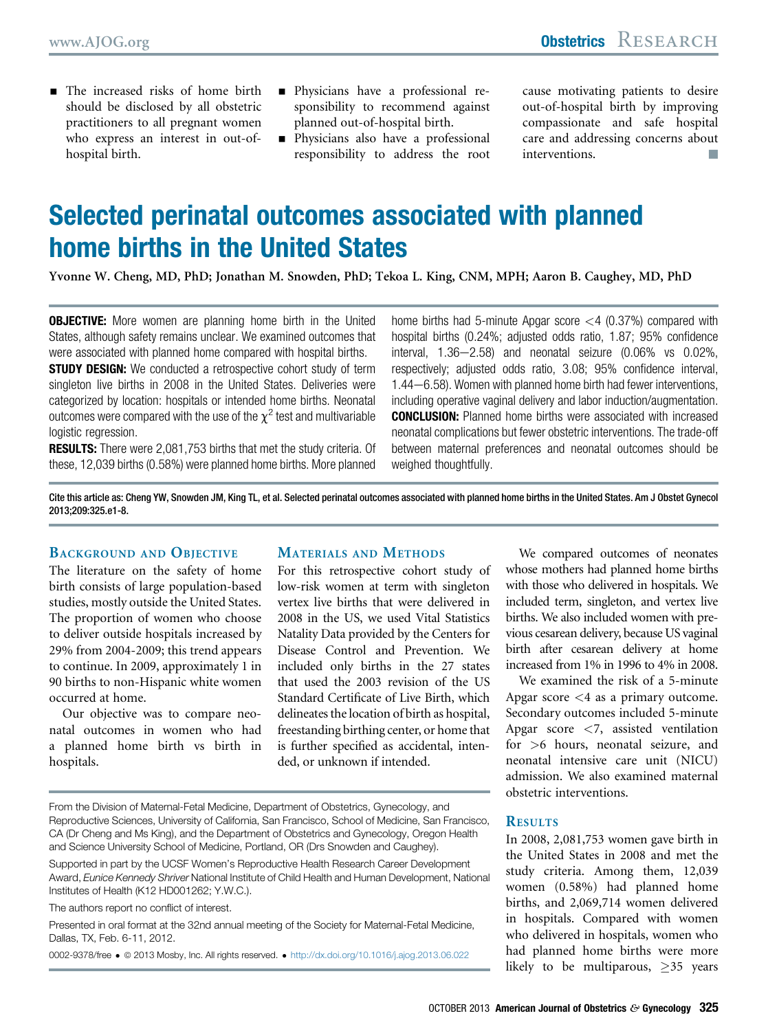- The increased risks of home birth should be disclosed by all obstetric practitioners to all pregnant women who express an interest in out-of-hospital birth.
- Physicians have a professional responsibility to recommend against planned out-of-hospital birth.
- Physicians also have a professional responsibility to address the root cause motivating patients to desire out-of-hospital birth by improving compassionate and safe hospital care and addressing concerns about interventions.

# Selected perinatal outcomes associated with planned home births in the United States

**Yvonne W. Cheng, MD, PhD; Jonathan M. Snowden, PhD; Tekoa L. King, CNM, MPH; Aaron B. Caughey, MD, PhD**

**OBJECTIVE:** More women are planning home birth in the United States, although safety remains unclear. We examined outcomes that were associated with planned home compared with hospital births.

**STUDY DESIGN:** We conducted a retrospective cohort study of term singleton live births in 2008 in the United States. Deliveries were categorized by location: hospitals or intended home births. Neonatal outcomes were compared with the use of the $\chi^2$ test and multivariable logistic regression.

**RESULTS:** There were 2,081,753 births that met the study criteria. Of these, 12,039 births (0.58%) were planned home births. More planned home births had 5-minute Apgar score <4 (0.37%) compared with hospital births (0.24%; adjusted odds ratio, 1.87; 95% confidence interval, 1.36–2.58) and neonatal seizure (0.06% vs 0.02%, respectively; adjusted odds ratio, 3.08; 95% confidence interval, 1.44–6.58). Women with planned home birth had fewer interventions, including operative vaginal delivery and labor induction/augmentation.

**CONCLUSION:** Planned home births were associated with increased neonatal complications but fewer obstetric interventions. The trade-off between maternal preferences and neonatal outcomes should be weighed thoughtfully.

Cite this article as: Cheng YW, Snowden JM, King TL, et al. Selected perinatal outcomes associated with planned home births in the United States. Am J Obstet Gynecol 2013;209:325.e1-8.

## Background and Objective

The literature on the safety of home birth consists of large population-based studies, mostly outside the United States. The proportion of women who choose to deliver outside hospitals increased by 29% from 2004-2009; this trend appears to continue. In 2009, approximately 1 in 90 births to non-Hispanic white women occurred at home.

Our objective was to compare neonatal outcomes in women who had a planned home birth vs birth in hospitals.

## Materials and Methods

For this retrospective cohort study of low-risk women at term with singleton vertex live births that were delivered in 2008 in the US, we used Vital Statistics Natality Data provided by the Centers for Disease Control and Prevention. We included only births in the 27 states that used the 2003 revision of the US Standard Certificate of Live Birth, which delineates the location of birth as hospital, freestanding birthing center, or home that is further specified as accidental, intended, or unknown if intended.

We compared outcomes of neonates whose mothers had planned home births with those who delivered in hospitals. We included term, singleton, and vertex live births. We also included women with previous cesarean delivery, because US vaginal birth after cesarean delivery at home increased from 1% in 1996 to 4% in 2008.

We examined the risk of a 5-minute Apgar score <4 as a primary outcome. Secondary outcomes included 5-minute Apgar score <7, assisted ventilation for >6 hours, neonatal seizure, and neonatal intensive care unit (NICU) admission. We also examined maternal obstetric interventions.

## Results

In 2008, 2,081,753 women gave birth in the United States in 2008 and met the study criteria. Among them, 12,039 women (0.58%) had planned home births, and 2,069,714 women delivered in hospitals. Compared with women who delivered in hospitals, women who had planned home births were more likely to be multiparous, ≥35 years

From the Division of Maternal-Fetal Medicine, Department of Obstetrics, Gynecology, and Reproductive Sciences, University of California, San Francisco, School of Medicine, San Francisco, CA (Dr Cheng and Ms King), and the Department of Obstetrics and Gynecology, Oregon Health and Science University School of Medicine, Portland, OR (Drs Snowden and Caughey).

Supported in part by the UCSF Women's Reproductive Health Research Career Development Award, *Eunice Kennedy Shriver* National Institute of Child Health and Human Development, National Institutes of Health (K12 HD001262; Y.W.C.).

The authors report no conflict of interest.

Presented in oral format at the 32nd annual meeting of the Society for Maternal-Fetal Medicine, Dallas, TX, Feb. 6-11, 2012.

0002-9378/free • © 2013 Mosby, Inc. All rights reserved. • http://dx.doi.org/10.1016/j.ajog.2013.06.022